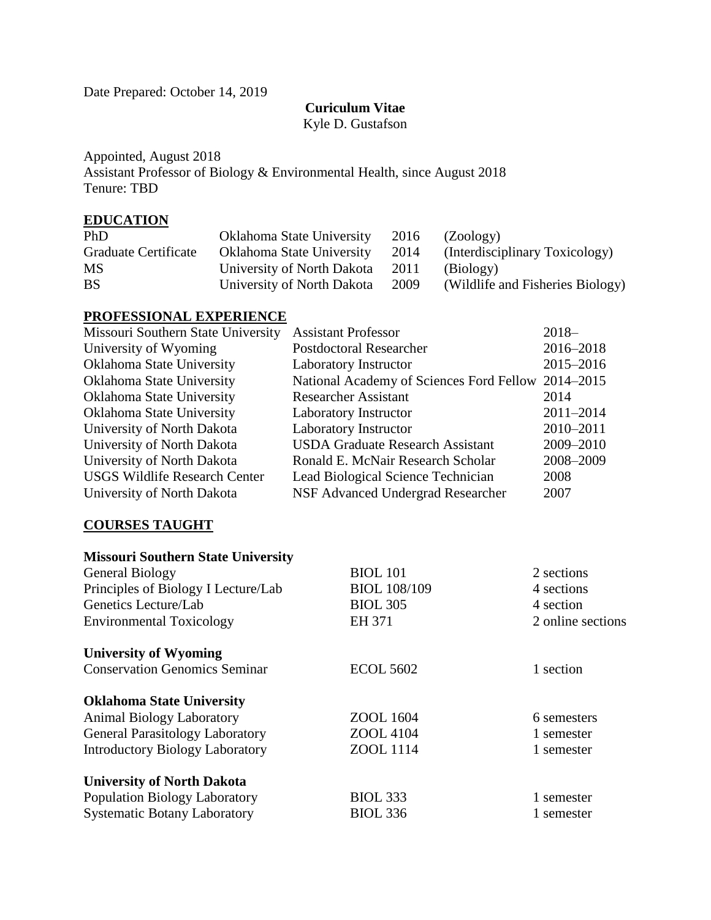Date Prepared: October 14, 2019

**Curiculum Vitae**

Kyle D. Gustafson

Appointed, August 2018
Assistant Professor of Biology & Environmental Health, since August 2018
Tenure: TBD

## EDUCATION

| | | | |
|---|---|---|---|
| PhD | Oklahoma State University | 2016 | (Zoology) |
| Graduate Certificate | Oklahoma State University | 2014 | (Interdisciplinary Toxicology) |
| MS | University of North Dakota | 2011 | (Biology) |
| BS | University of North Dakota | 2009 | (Wildlife and Fisheries Biology) |

## PROFESSIONAL EXPERIENCE

| | | |
|---|---|---|
| Missouri Southern State University | Assistant Professor | 2018– |
| University of Wyoming | Postdoctoral Researcher | 2016–2018 |
| Oklahoma State University | Laboratory Instructor | 2015–2016 |
| Oklahoma State University | National Academy of Sciences Ford Fellow | 2014–2015 |
| Oklahoma State University | Researcher Assistant | 2014 |
| Oklahoma State University | Laboratory Instructor | 2011–2014 |
| University of North Dakota | Laboratory Instructor | 2010–2011 |
| University of North Dakota | USDA Graduate Research Assistant | 2009–2010 |
| University of North Dakota | Ronald E. McNair Research Scholar | 2008–2009 |
| USGS Wildlife Research Center | Lead Biological Science Technician | 2008 |
| University of North Dakota | NSF Advanced Undergrad Researcher | 2007 |

## COURSES TAUGHT

**Missouri Southern State University**

| | | |
|---|---|---|
| General Biology | BIOL 101 | 2 sections |
| Principles of Biology I Lecture/Lab | BIOL 108/109 | 4 sections |
| Genetics Lecture/Lab | BIOL 305 | 4 section |
| Environmental Toxicology | EH 371 | 2 online sections |

**University of Wyoming**

| | | |
|---|---|---|
| Conservation Genomics Seminar | ECOL 5602 | 1 section |

**Oklahoma State University**

| | | |
|---|---|---|
| Animal Biology Laboratory | ZOOL 1604 | 6 semesters |
| General Parasitology Laboratory | ZOOL 4104 | 1 semester |
| Introductory Biology Laboratory | ZOOL 1114 | 1 semester |

**University of North Dakota**

| | | |
|---|---|---|
| Population Biology Laboratory | BIOL 333 | 1 semester |
| Systematic Botany Laboratory | BIOL 336 | 1 semester |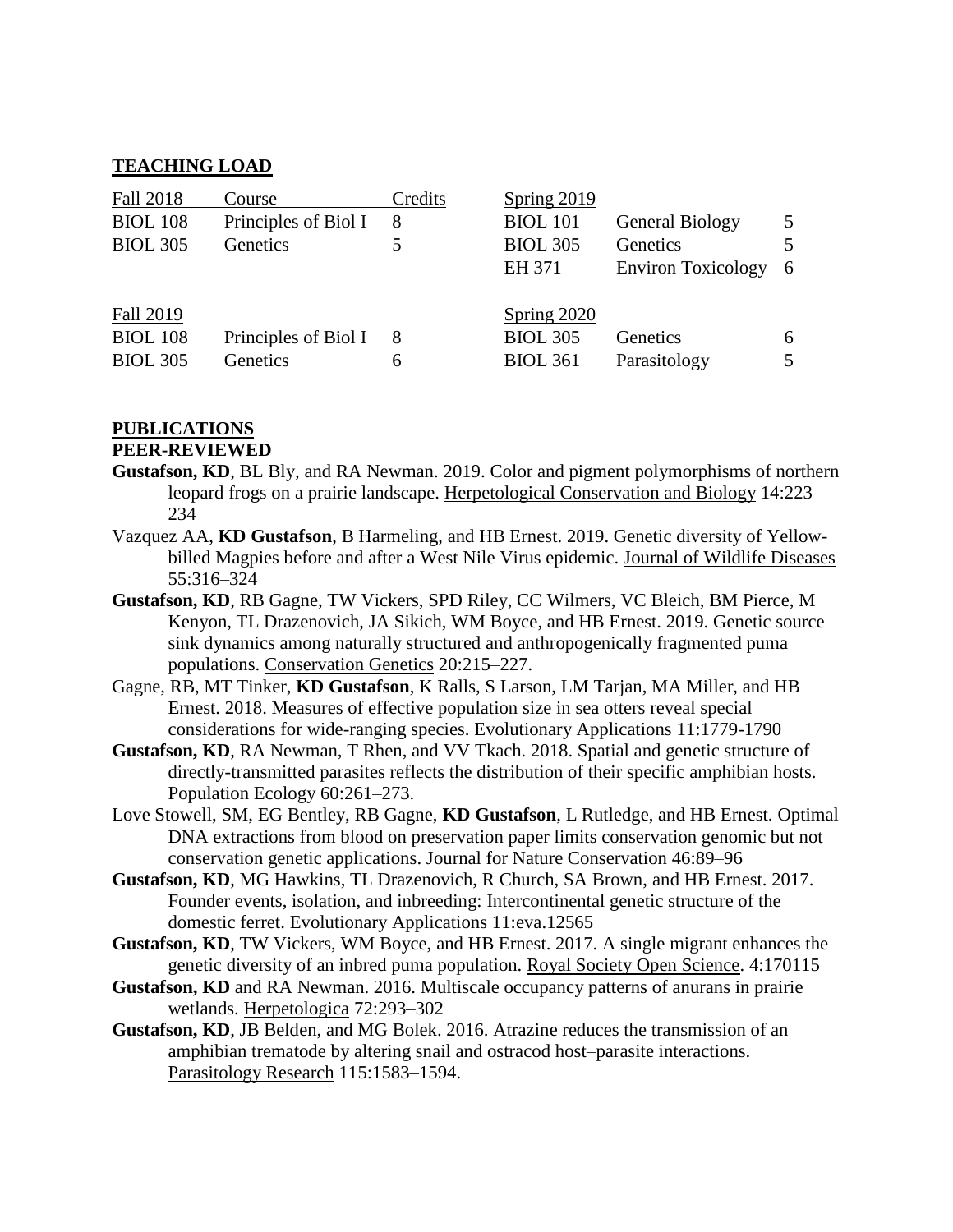## TEACHING LOAD

| Fall 2018 | Course | Credits | Spring 2019 | | |
|---|---|---|---|---|---|
| BIOL 108 | Principles of Biol I | 8 | BIOL 101 | General Biology | 5 |
| BIOL 305 | Genetics | 5 | BIOL 305 | Genetics | 5 |
| | | | EH 371 | Environ Toxicology | 6 |
| Fall 2019 | | | Spring 2020 | | |
| BIOL 108 | Principles of Biol I | 8 | BIOL 305 | Genetics | 6 |
| BIOL 305 | Genetics | 6 | BIOL 361 | Parasitology | 5 |

## PUBLICATIONS

### PEER-REVIEWED

**Gustafson, KD**, BL Bly, and RA Newman. 2019. Color and pigment polymorphisms of northern leopard frogs on a prairie landscape. Herpetological Conservation and Biology 14:223–234

Vazquez AA, **KD Gustafson**, B Harmeling, and HB Ernest. 2019. Genetic diversity of Yellow-billed Magpies before and after a West Nile Virus epidemic. Journal of Wildlife Diseases 55:316–324

**Gustafson, KD**, RB Gagne, TW Vickers, SPD Riley, CC Wilmers, VC Bleich, BM Pierce, M Kenyon, TL Drazenovich, JA Sikich, WM Boyce, and HB Ernest. 2019. Genetic source–sink dynamics among naturally structured and anthropogenically fragmented puma populations. Conservation Genetics 20:215–227.

Gagne, RB, MT Tinker, **KD Gustafson**, K Ralls, S Larson, LM Tarjan, MA Miller, and HB Ernest. 2018. Measures of effective population size in sea otters reveal special considerations for wide-ranging species. Evolutionary Applications 11:1779-1790

**Gustafson, KD**, RA Newman, T Rhen, and VV Tkach. 2018. Spatial and genetic structure of directly-transmitted parasites reflects the distribution of their specific amphibian hosts. Population Ecology 60:261–273.

Love Stowell, SM, EG Bentley, RB Gagne, **KD Gustafson**, L Rutledge, and HB Ernest. Optimal DNA extractions from blood on preservation paper limits conservation genomic but not conservation genetic applications. Journal for Nature Conservation 46:89–96

**Gustafson, KD**, MG Hawkins, TL Drazenovich, R Church, SA Brown, and HB Ernest. 2017. Founder events, isolation, and inbreeding: Intercontinental genetic structure of the domestic ferret. Evolutionary Applications 11:eva.12565

**Gustafson, KD**, TW Vickers, WM Boyce, and HB Ernest. 2017. A single migrant enhances the genetic diversity of an inbred puma population. Royal Society Open Science. 4:170115

**Gustafson, KD** and RA Newman. 2016. Multiscale occupancy patterns of anurans in prairie wetlands. Herpetologica 72:293–302

**Gustafson, KD**, JB Belden, and MG Bolek. 2016. Atrazine reduces the transmission of an amphibian trematode by altering snail and ostracod host–parasite interactions. Parasitology Research 115:1583–1594.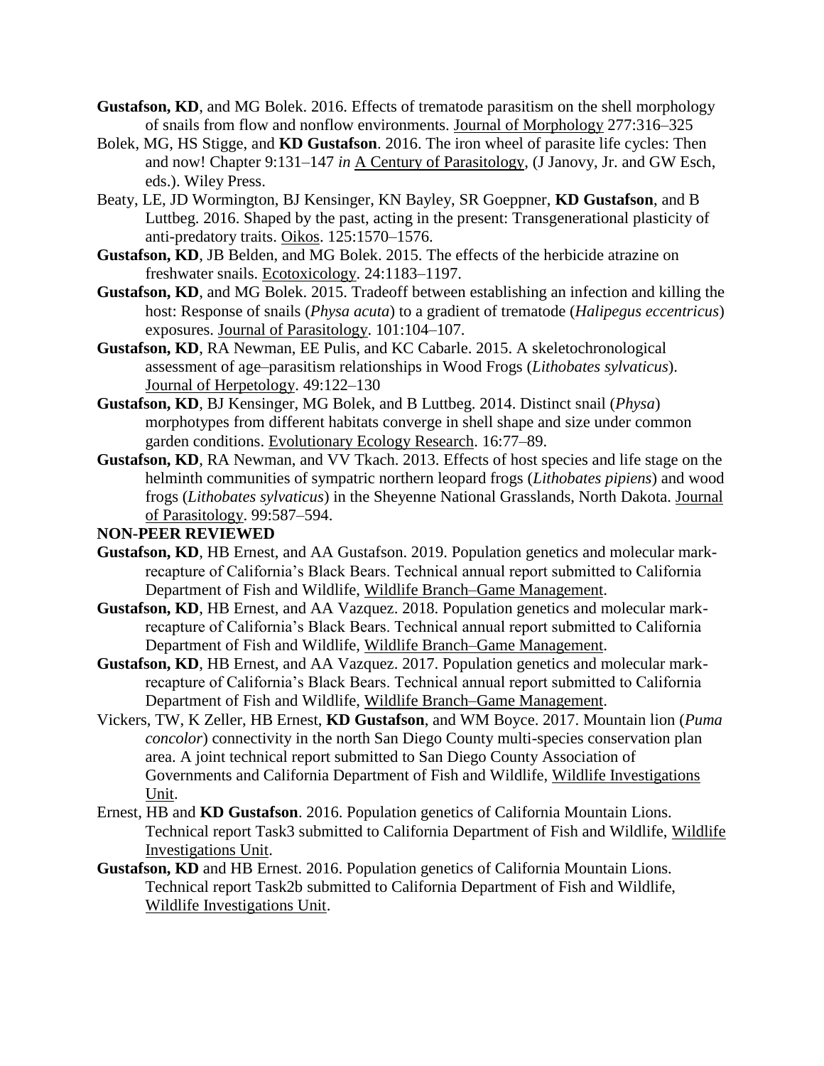**Gustafson, KD**, and MG Bolek. 2016. Effects of trematode parasitism on the shell morphology of snails from flow and nonflow environments. Journal of Morphology 277:316–325

Bolek, MG, HS Stigge, and **KD Gustafson**. 2016. The iron wheel of parasite life cycles: Then and now! Chapter 9:131–147 *in* A Century of Parasitology, (J Janovy, Jr. and GW Esch, eds.). Wiley Press.

Beaty, LE, JD Wormington, BJ Kensinger, KN Bayley, SR Goeppner, **KD Gustafson**, and B Luttbeg. 2016. Shaped by the past, acting in the present: Transgenerational plasticity of anti-predatory traits. Oikos. 125:1570–1576.

**Gustafson, KD**, JB Belden, and MG Bolek. 2015. The effects of the herbicide atrazine on freshwater snails. Ecotoxicology. 24:1183–1197.

**Gustafson, KD**, and MG Bolek. 2015. Tradeoff between establishing an infection and killing the host: Response of snails (*Physa acuta*) to a gradient of trematode (*Halipegus eccentricus*) exposures. Journal of Parasitology. 101:104–107.

**Gustafson, KD**, RA Newman, EE Pulis, and KC Cabarle. 2015. A skeletochronological assessment of age–parasitism relationships in Wood Frogs (*Lithobates sylvaticus*). Journal of Herpetology. 49:122–130

**Gustafson, KD**, BJ Kensinger, MG Bolek, and B Luttbeg. 2014. Distinct snail (*Physa*) morphotypes from different habitats converge in shell shape and size under common garden conditions. Evolutionary Ecology Research. 16:77–89.

**Gustafson, KD**, RA Newman, and VV Tkach. 2013. Effects of host species and life stage on the helminth communities of sympatric northern leopard frogs (*Lithobates pipiens*) and wood frogs (*Lithobates sylvaticus*) in the Sheyenne National Grasslands, North Dakota. Journal of Parasitology. 99:587–594.

**NON-PEER REVIEWED**

**Gustafson, KD**, HB Ernest, and AA Gustafson. 2019. Population genetics and molecular mark-recapture of California's Black Bears. Technical annual report submitted to California Department of Fish and Wildlife, Wildlife Branch–Game Management.

**Gustafson, KD**, HB Ernest, and AA Vazquez. 2018. Population genetics and molecular mark-recapture of California's Black Bears. Technical annual report submitted to California Department of Fish and Wildlife, Wildlife Branch–Game Management.

**Gustafson, KD**, HB Ernest, and AA Vazquez. 2017. Population genetics and molecular mark-recapture of California's Black Bears. Technical annual report submitted to California Department of Fish and Wildlife, Wildlife Branch–Game Management.

Vickers, TW, K Zeller, HB Ernest, **KD Gustafson**, and WM Boyce. 2017. Mountain lion (*Puma concolor*) connectivity in the north San Diego County multi-species conservation plan area. A joint technical report submitted to San Diego County Association of Governments and California Department of Fish and Wildlife, Wildlife Investigations Unit.

Ernest, HB and **KD Gustafson**. 2016. Population genetics of California Mountain Lions. Technical report Task3 submitted to California Department of Fish and Wildlife, Wildlife Investigations Unit.

**Gustafson, KD** and HB Ernest. 2016. Population genetics of California Mountain Lions. Technical report Task2b submitted to California Department of Fish and Wildlife, Wildlife Investigations Unit.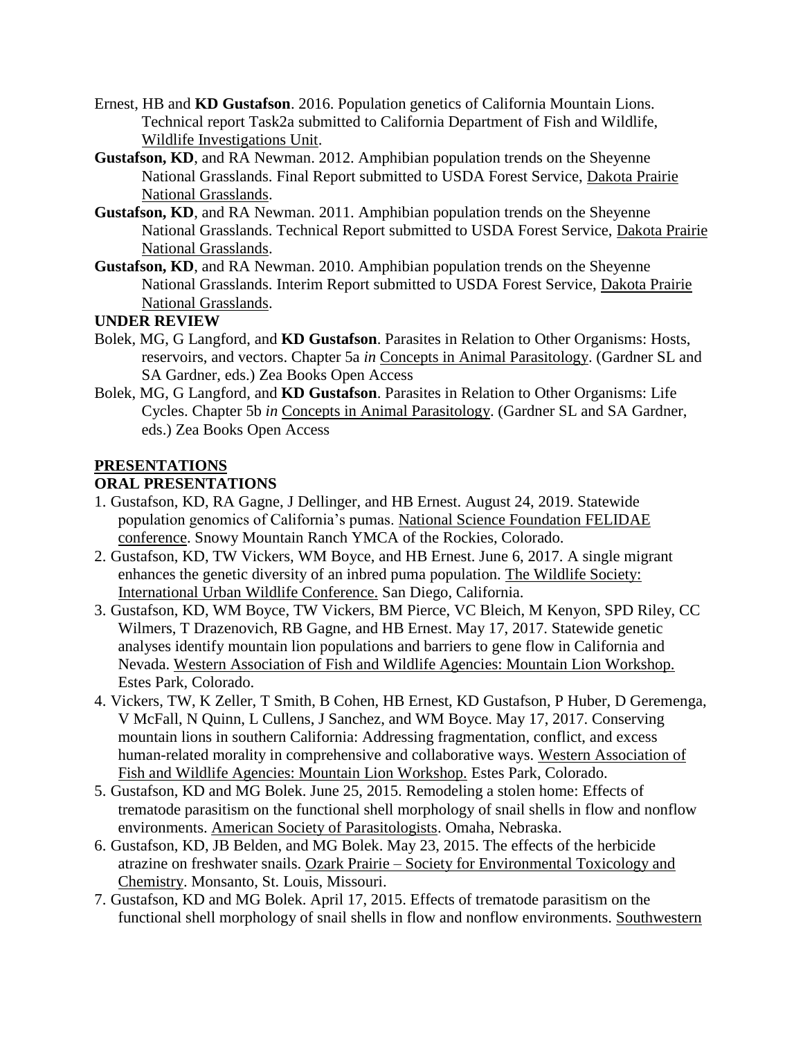Ernest, HB and **KD Gustafson**. 2016. Population genetics of California Mountain Lions. Technical report Task2a submitted to California Department of Fish and Wildlife, Wildlife Investigations Unit.

**Gustafson, KD**, and RA Newman. 2012. Amphibian population trends on the Sheyenne National Grasslands. Final Report submitted to USDA Forest Service, Dakota Prairie National Grasslands.

**Gustafson, KD**, and RA Newman. 2011. Amphibian population trends on the Sheyenne National Grasslands. Technical Report submitted to USDA Forest Service, Dakota Prairie National Grasslands.

**Gustafson, KD**, and RA Newman. 2010. Amphibian population trends on the Sheyenne National Grasslands. Interim Report submitted to USDA Forest Service, Dakota Prairie National Grasslands.

**UNDER REVIEW**

Bolek, MG, G Langford, and **KD Gustafson**. Parasites in Relation to Other Organisms: Hosts, reservoirs, and vectors. Chapter 5a *in* Concepts in Animal Parasitology. (Gardner SL and SA Gardner, eds.) Zea Books Open Access

Bolek, MG, G Langford, and **KD Gustafson**. Parasites in Relation to Other Organisms: Life Cycles. Chapter 5b *in* Concepts in Animal Parasitology. (Gardner SL and SA Gardner, eds.) Zea Books Open Access

## PRESENTATIONS

### ORAL PRESENTATIONS

1. Gustafson, KD, RA Gagne, J Dellinger, and HB Ernest. August 24, 2019. Statewide population genomics of California's pumas. National Science Foundation FELIDAE conference. Snowy Mountain Ranch YMCA of the Rockies, Colorado.
2. Gustafson, KD, TW Vickers, WM Boyce, and HB Ernest. June 6, 2017. A single migrant enhances the genetic diversity of an inbred puma population. The Wildlife Society: International Urban Wildlife Conference. San Diego, California.
3. Gustafson, KD, WM Boyce, TW Vickers, BM Pierce, VC Bleich, M Kenyon, SPD Riley, CC Wilmers, T Drazenovich, RB Gagne, and HB Ernest. May 17, 2017. Statewide genetic analyses identify mountain lion populations and barriers to gene flow in California and Nevada. Western Association of Fish and Wildlife Agencies: Mountain Lion Workshop. Estes Park, Colorado.
4. Vickers, TW, K Zeller, T Smith, B Cohen, HB Ernest, KD Gustafson, P Huber, D Geremenga, V McFall, N Quinn, L Cullens, J Sanchez, and WM Boyce. May 17, 2017. Conserving mountain lions in southern California: Addressing fragmentation, conflict, and excess human-related morality in comprehensive and collaborative ways. Western Association of Fish and Wildlife Agencies: Mountain Lion Workshop. Estes Park, Colorado.
5. Gustafson, KD and MG Bolek. June 25, 2015. Remodeling a stolen home: Effects of trematode parasitism on the functional shell morphology of snail shells in flow and nonflow environments. American Society of Parasitologists. Omaha, Nebraska.
6. Gustafson, KD, JB Belden, and MG Bolek. May 23, 2015. The effects of the herbicide atrazine on freshwater snails. Ozark Prairie – Society for Environmental Toxicology and Chemistry. Monsanto, St. Louis, Missouri.
7. Gustafson, KD and MG Bolek. April 17, 2015. Effects of trematode parasitism on the functional shell morphology of snail shells in flow and nonflow environments. Southwestern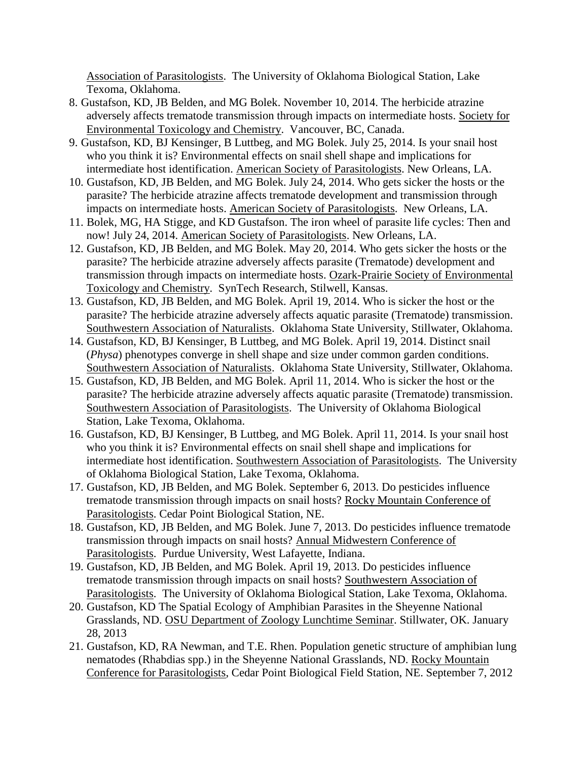Association of Parasitologists. The University of Oklahoma Biological Station, Lake Texoma, Oklahoma.

8. Gustafson, KD, JB Belden, and MG Bolek. November 10, 2014. The herbicide atrazine adversely affects trematode transmission through impacts on intermediate hosts. Society for Environmental Toxicology and Chemistry. Vancouver, BC, Canada.
9. Gustafson, KD, BJ Kensinger, B Luttbeg, and MG Bolek. July 25, 2014. Is your snail host who you think it is? Environmental effects on snail shell shape and implications for intermediate host identification. American Society of Parasitologists. New Orleans, LA.
10. Gustafson, KD, JB Belden, and MG Bolek. July 24, 2014. Who gets sicker the hosts or the parasite? The herbicide atrazine affects trematode development and transmission through impacts on intermediate hosts. American Society of Parasitologists. New Orleans, LA.
11. Bolek, MG, HA Stigge, and KD Gustafson. The iron wheel of parasite life cycles: Then and now! July 24, 2014. American Society of Parasitologists. New Orleans, LA.
12. Gustafson, KD, JB Belden, and MG Bolek. May 20, 2014. Who gets sicker the hosts or the parasite? The herbicide atrazine adversely affects parasite (Trematode) development and transmission through impacts on intermediate hosts. Ozark-Prairie Society of Environmental Toxicology and Chemistry. SynTech Research, Stilwell, Kansas.
13. Gustafson, KD, JB Belden, and MG Bolek. April 19, 2014. Who is sicker the host or the parasite? The herbicide atrazine adversely affects aquatic parasite (Trematode) transmission. Southwestern Association of Naturalists. Oklahoma State University, Stillwater, Oklahoma.
14. Gustafson, KD, BJ Kensinger, B Luttbeg, and MG Bolek. April 19, 2014. Distinct snail (*Physa*) phenotypes converge in shell shape and size under common garden conditions. Southwestern Association of Naturalists. Oklahoma State University, Stillwater, Oklahoma.
15. Gustafson, KD, JB Belden, and MG Bolek. April 11, 2014. Who is sicker the host or the parasite? The herbicide atrazine adversely affects aquatic parasite (Trematode) transmission. Southwestern Association of Parasitologists. The University of Oklahoma Biological Station, Lake Texoma, Oklahoma.
16. Gustafson, KD, BJ Kensinger, B Luttbeg, and MG Bolek. April 11, 2014. Is your snail host who you think it is? Environmental effects on snail shell shape and implications for intermediate host identification. Southwestern Association of Parasitologists. The University of Oklahoma Biological Station, Lake Texoma, Oklahoma.
17. Gustafson, KD, JB Belden, and MG Bolek. September 6, 2013. Do pesticides influence trematode transmission through impacts on snail hosts? Rocky Mountain Conference of Parasitologists. Cedar Point Biological Station, NE.
18. Gustafson, KD, JB Belden, and MG Bolek. June 7, 2013. Do pesticides influence trematode transmission through impacts on snail hosts? Annual Midwestern Conference of Parasitologists. Purdue University, West Lafayette, Indiana.
19. Gustafson, KD, JB Belden, and MG Bolek. April 19, 2013. Do pesticides influence trematode transmission through impacts on snail hosts? Southwestern Association of Parasitologists. The University of Oklahoma Biological Station, Lake Texoma, Oklahoma.
20. Gustafson, KD The Spatial Ecology of Amphibian Parasites in the Sheyenne National Grasslands, ND. OSU Department of Zoology Lunchtime Seminar. Stillwater, OK. January 28, 2013
21. Gustafson, KD, RA Newman, and T.E. Rhen. Population genetic structure of amphibian lung nematodes (Rhabdias spp.) in the Sheyenne National Grasslands, ND. Rocky Mountain Conference for Parasitologists, Cedar Point Biological Field Station, NE. September 7, 2012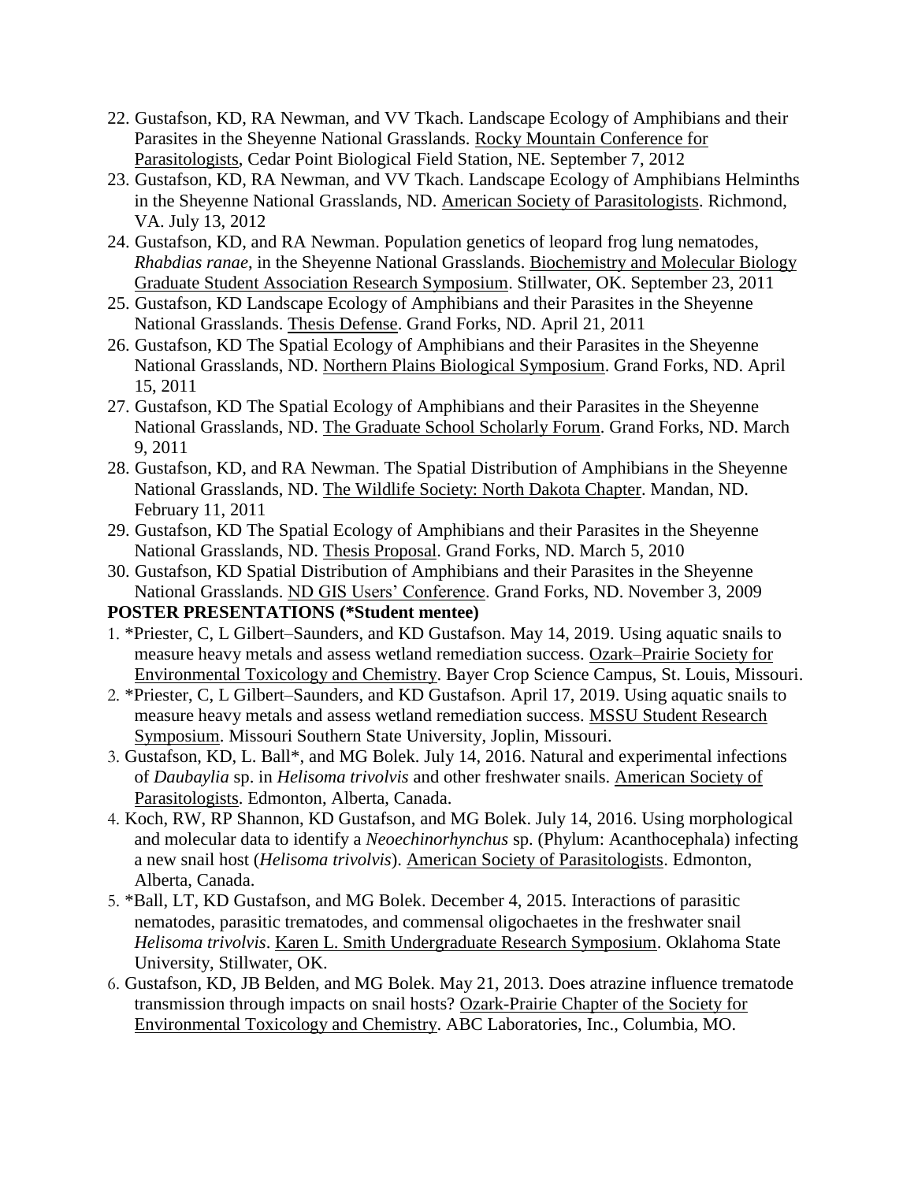22. Gustafson, KD, RA Newman, and VV Tkach. Landscape Ecology of Amphibians and their Parasites in the Sheyenne National Grasslands. Rocky Mountain Conference for Parasitologists, Cedar Point Biological Field Station, NE. September 7, 2012
23. Gustafson, KD, RA Newman, and VV Tkach. Landscape Ecology of Amphibians Helminths in the Sheyenne National Grasslands, ND. American Society of Parasitologists. Richmond, VA. July 13, 2012
24. Gustafson, KD, and RA Newman. Population genetics of leopard frog lung nematodes, *Rhabdias ranae*, in the Sheyenne National Grasslands. Biochemistry and Molecular Biology Graduate Student Association Research Symposium. Stillwater, OK. September 23, 2011
25. Gustafson, KD Landscape Ecology of Amphibians and their Parasites in the Sheyenne National Grasslands. Thesis Defense. Grand Forks, ND. April 21, 2011
26. Gustafson, KD The Spatial Ecology of Amphibians and their Parasites in the Sheyenne National Grasslands, ND. Northern Plains Biological Symposium. Grand Forks, ND. April 15, 2011
27. Gustafson, KD The Spatial Ecology of Amphibians and their Parasites in the Sheyenne National Grasslands, ND. The Graduate School Scholarly Forum. Grand Forks, ND. March 9, 2011
28. Gustafson, KD, and RA Newman. The Spatial Distribution of Amphibians in the Sheyenne National Grasslands, ND. The Wildlife Society: North Dakota Chapter. Mandan, ND. February 11, 2011
29. Gustafson, KD The Spatial Ecology of Amphibians and their Parasites in the Sheyenne National Grasslands, ND. Thesis Proposal. Grand Forks, ND. March 5, 2010
30. Gustafson, KD Spatial Distribution of Amphibians and their Parasites in the Sheyenne National Grasslands. ND GIS Users' Conference. Grand Forks, ND. November 3, 2009

**POSTER PRESENTATIONS (*Student mentee)**

1. *Priester, C, L Gilbert–Saunders, and KD Gustafson. May 14, 2019. Using aquatic snails to measure heavy metals and assess wetland remediation success. Ozark–Prairie Society for Environmental Toxicology and Chemistry. Bayer Crop Science Campus, St. Louis, Missouri.
2. *Priester, C, L Gilbert–Saunders, and KD Gustafson. April 17, 2019. Using aquatic snails to measure heavy metals and assess wetland remediation success. MSSU Student Research Symposium. Missouri Southern State University, Joplin, Missouri.
3. Gustafson, KD, L. Ball*, and MG Bolek. July 14, 2016. Natural and experimental infections of *Daubaylia* sp. in *Helisoma trivolvis* and other freshwater snails. American Society of Parasitologists. Edmonton, Alberta, Canada.
4. Koch, RW, RP Shannon, KD Gustafson, and MG Bolek. July 14, 2016. Using morphological and molecular data to identify a *Neoechinorhynchus* sp. (Phylum: Acanthocephala) infecting a new snail host (*Helisoma trivolvis*). American Society of Parasitologists. Edmonton, Alberta, Canada.
5. *Ball, LT, KD Gustafson, and MG Bolek. December 4, 2015. Interactions of parasitic nematodes, parasitic trematodes, and commensal oligochaetes in the freshwater snail *Helisoma trivolvis*. Karen L. Smith Undergraduate Research Symposium. Oklahoma State University, Stillwater, OK.
6. Gustafson, KD, JB Belden, and MG Bolek. May 21, 2013. Does atrazine influence trematode transmission through impacts on snail hosts? Ozark-Prairie Chapter of the Society for Environmental Toxicology and Chemistry. ABC Laboratories, Inc., Columbia, MO.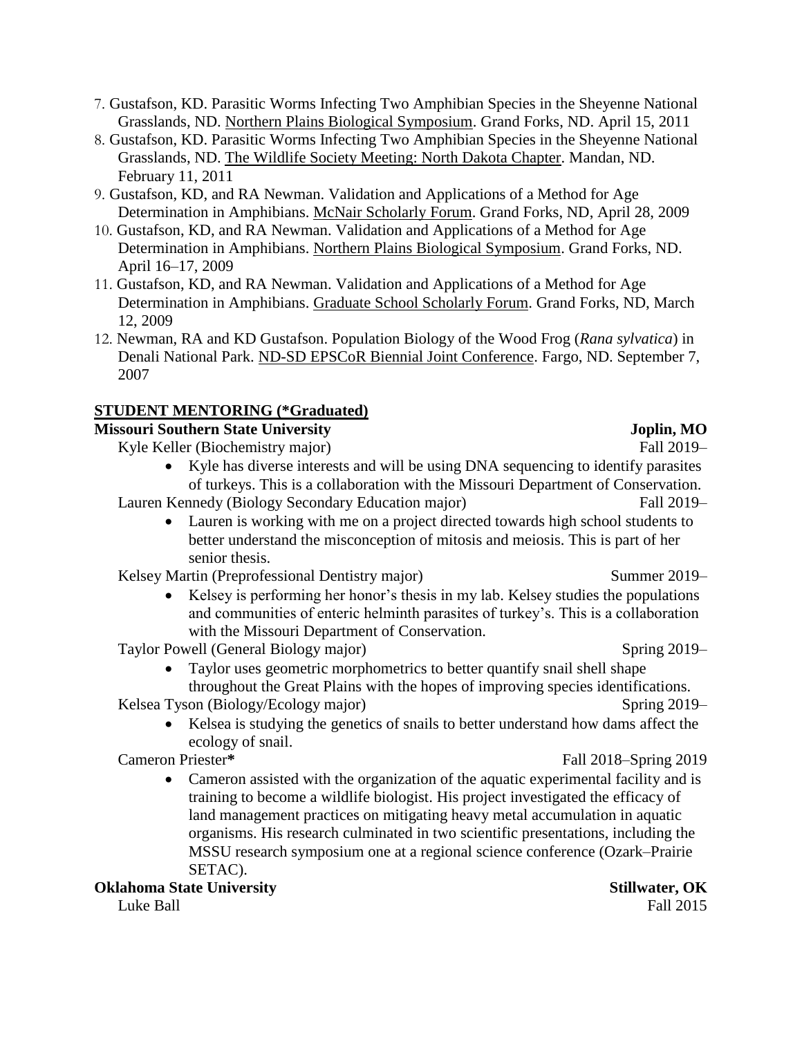7. Gustafson, KD. Parasitic Worms Infecting Two Amphibian Species in the Sheyenne National Grasslands, ND. <u>Northern Plains Biological Symposium</u>. Grand Forks, ND. April 15, 2011
8. Gustafson, KD. Parasitic Worms Infecting Two Amphibian Species in the Sheyenne National Grasslands, ND. <u>The Wildlife Society Meeting: North Dakota Chapter</u>. Mandan, ND. February 11, 2011
9. Gustafson, KD, and RA Newman. Validation and Applications of a Method for Age Determination in Amphibians. <u>McNair Scholarly Forum</u>. Grand Forks, ND, April 28, 2009
10. Gustafson, KD, and RA Newman. Validation and Applications of a Method for Age Determination in Amphibians. <u>Northern Plains Biological Symposium</u>. Grand Forks, ND. April 16–17, 2009
11. Gustafson, KD, and RA Newman. Validation and Applications of a Method for Age Determination in Amphibians. <u>Graduate School Scholarly Forum</u>. Grand Forks, ND, March 12, 2009
12. Newman, RA and KD Gustafson. Population Biology of the Wood Frog (*Rana sylvatica*) in Denali National Park. <u>ND-SD EPSCoR Biennial Joint Conference</u>. Fargo, ND. September 7, 2007

## STUDENT MENTORING (*Graduated)

**Missouri Southern State University** — **Joplin, MO**

Kyle Keller (Biochemistry major) — Fall 2019–

- Kyle has diverse interests and will be using DNA sequencing to identify parasites of turkeys. This is a collaboration with the Missouri Department of Conservation.

Lauren Kennedy (Biology Secondary Education major) — Fall 2019–

- Lauren is working with me on a project directed towards high school students to better understand the misconception of mitosis and meiosis. This is part of her senior thesis.

Kelsey Martin (Preprofessional Dentistry major) — Summer 2019–

- Kelsey is performing her honor's thesis in my lab. Kelsey studies the populations and communities of enteric helminth parasites of turkey's. This is a collaboration with the Missouri Department of Conservation.

Taylor Powell (General Biology major) — Spring 2019–

- Taylor uses geometric morphometrics to better quantify snail shell shape throughout the Great Plains with the hopes of improving species identifications.

Kelsea Tyson (Biology/Ecology major) — Spring 2019–

- Kelsea is studying the genetics of snails to better understand how dams affect the ecology of snail.

Cameron Priester* — Fall 2018–Spring 2019

- Cameron assisted with the organization of the aquatic experimental facility and is training to become a wildlife biologist. His project investigated the efficacy of land management practices on mitigating heavy metal accumulation in aquatic organisms. His research culminated in two scientific presentations, including the MSSU research symposium one at a regional science conference (Ozark–Prairie SETAC).

**Oklahoma State University** — **Stillwater, OK**

Luke Ball — Fall 2015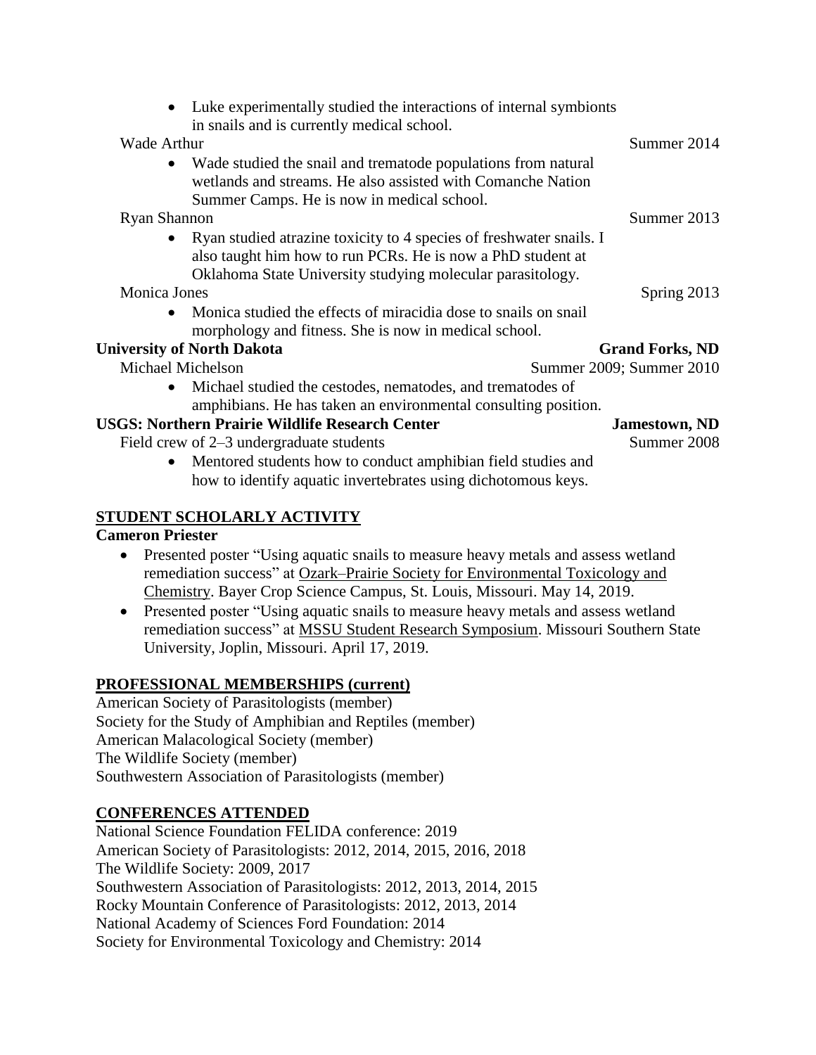- Luke experimentally studied the interactions of internal symbionts in snails and is currently medical school.

Wade Arthur — Summer 2014

- Wade studied the snail and trematode populations from natural wetlands and streams. He also assisted with Comanche Nation Summer Camps. He is now in medical school.

Ryan Shannon — Summer 2013

- Ryan studied atrazine toxicity to 4 species of freshwater snails. I also taught him how to run PCRs. He is now a PhD student at Oklahoma State University studying molecular parasitology.

Monica Jones — Spring 2013

- Monica studied the effects of miracidia dose to snails on snail morphology and fitness. She is now in medical school.

**University of North Dakota** — **Grand Forks, ND**

Michael Michelson — Summer 2009; Summer 2010

- Michael studied the cestodes, nematodes, and trematodes of amphibians. He has taken an environmental consulting position.

**USGS: Northern Prairie Wildlife Research Center** — **Jamestown, ND**

Field crew of 2–3 undergraduate students — Summer 2008

- Mentored students how to conduct amphibian field studies and how to identify aquatic invertebrates using dichotomous keys.

## STUDENT SCHOLARLY ACTIVITY

**Cameron Priester**

- Presented poster "Using aquatic snails to measure heavy metals and assess wetland remediation success" at Ozark–Prairie Society for Environmental Toxicology and Chemistry. Bayer Crop Science Campus, St. Louis, Missouri. May 14, 2019.
- Presented poster "Using aquatic snails to measure heavy metals and assess wetland remediation success" at MSSU Student Research Symposium. Missouri Southern State University, Joplin, Missouri. April 17, 2019.

## PROFESSIONAL MEMBERSHIPS (current)

American Society of Parasitologists (member)
Society for the Study of Amphibian and Reptiles (member)
American Malacological Society (member)
The Wildlife Society (member)
Southwestern Association of Parasitologists (member)

## CONFERENCES ATTENDED

National Science Foundation FELIDA conference: 2019
American Society of Parasitologists: 2012, 2014, 2015, 2016, 2018
The Wildlife Society: 2009, 2017
Southwestern Association of Parasitologists: 2012, 2013, 2014, 2015
Rocky Mountain Conference of Parasitologists: 2012, 2013, 2014
National Academy of Sciences Ford Foundation: 2014
Society for Environmental Toxicology and Chemistry: 2014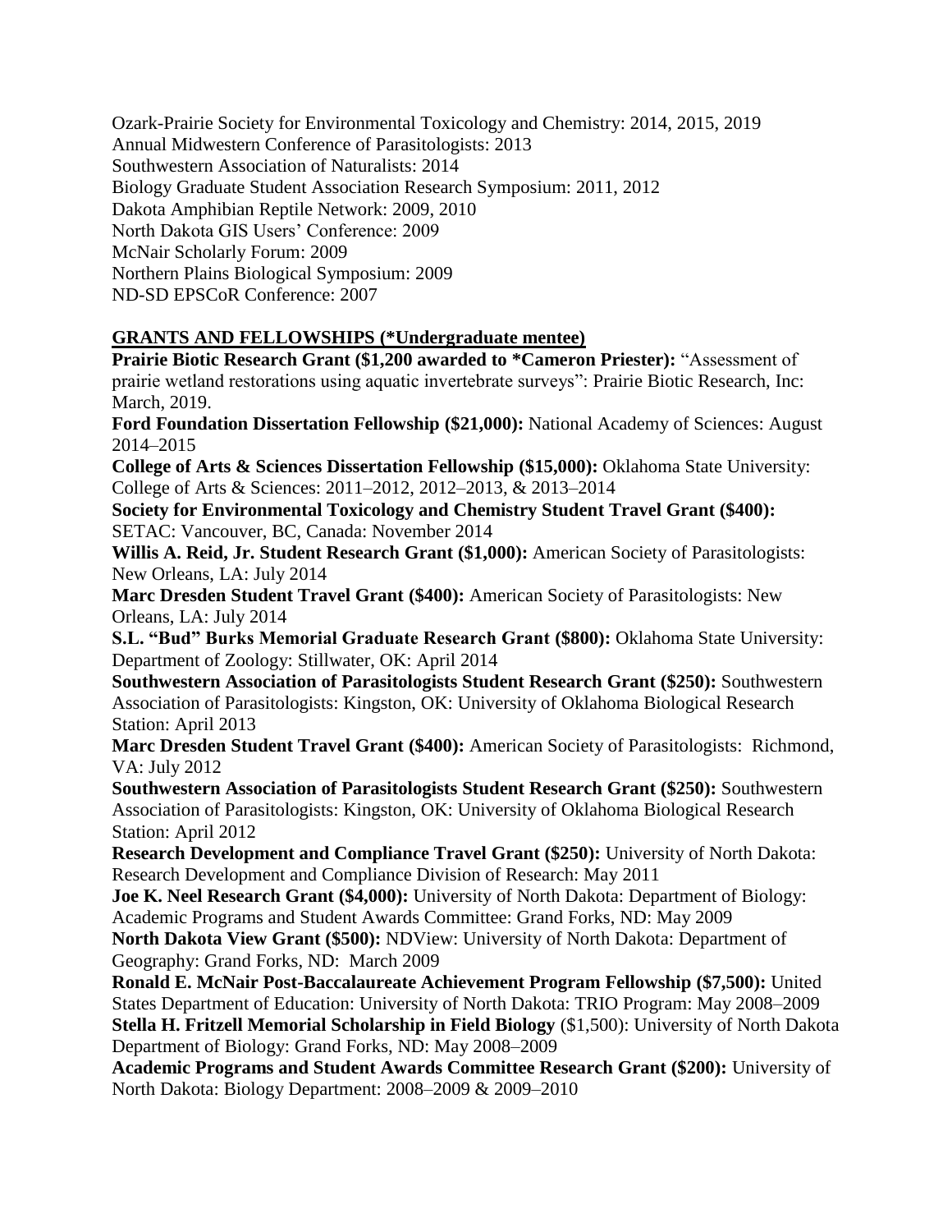Ozark-Prairie Society for Environmental Toxicology and Chemistry: 2014, 2015, 2019
Annual Midwestern Conference of Parasitologists: 2013
Southwestern Association of Naturalists: 2014
Biology Graduate Student Association Research Symposium: 2011, 2012
Dakota Amphibian Reptile Network: 2009, 2010
North Dakota GIS Users' Conference: 2009
McNair Scholarly Forum: 2009
Northern Plains Biological Symposium: 2009
ND-SD EPSCoR Conference: 2007

## GRANTS AND FELLOWSHIPS (*Undergraduate mentee)

**Prairie Biotic Research Grant ($1,200 awarded to *Cameron Priester):** "Assessment of prairie wetland restorations using aquatic invertebrate surveys": Prairie Biotic Research, Inc: March, 2019.

**Ford Foundation Dissertation Fellowship ($21,000):** National Academy of Sciences: August 2014–2015

**College of Arts & Sciences Dissertation Fellowship ($15,000):** Oklahoma State University: College of Arts & Sciences: 2011–2012, 2012–2013, & 2013–2014

**Society for Environmental Toxicology and Chemistry Student Travel Grant ($400):** SETAC: Vancouver, BC, Canada: November 2014

**Willis A. Reid, Jr. Student Research Grant ($1,000):** American Society of Parasitologists: New Orleans, LA: July 2014

**Marc Dresden Student Travel Grant ($400):** American Society of Parasitologists: New Orleans, LA: July 2014

**S.L. "Bud" Burks Memorial Graduate Research Grant ($800):** Oklahoma State University: Department of Zoology: Stillwater, OK: April 2014

**Southwestern Association of Parasitologists Student Research Grant ($250):** Southwestern Association of Parasitologists: Kingston, OK: University of Oklahoma Biological Research Station: April 2013

**Marc Dresden Student Travel Grant ($400):** American Society of Parasitologists: Richmond, VA: July 2012

**Southwestern Association of Parasitologists Student Research Grant ($250):** Southwestern Association of Parasitologists: Kingston, OK: University of Oklahoma Biological Research Station: April 2012

**Research Development and Compliance Travel Grant ($250):** University of North Dakota: Research Development and Compliance Division of Research: May 2011

**Joe K. Neel Research Grant ($4,000):** University of North Dakota: Department of Biology: Academic Programs and Student Awards Committee: Grand Forks, ND: May 2009

**North Dakota View Grant ($500):** NDView: University of North Dakota: Department of Geography: Grand Forks, ND: March 2009

**Ronald E. McNair Post-Baccalaureate Achievement Program Fellowship ($7,500):** United States Department of Education: University of North Dakota: TRIO Program: May 2008–2009

**Stella H. Fritzell Memorial Scholarship in Field Biology** ($1,500): University of North Dakota Department of Biology: Grand Forks, ND: May 2008–2009

**Academic Programs and Student Awards Committee Research Grant ($200):** University of North Dakota: Biology Department: 2008–2009 & 2009–2010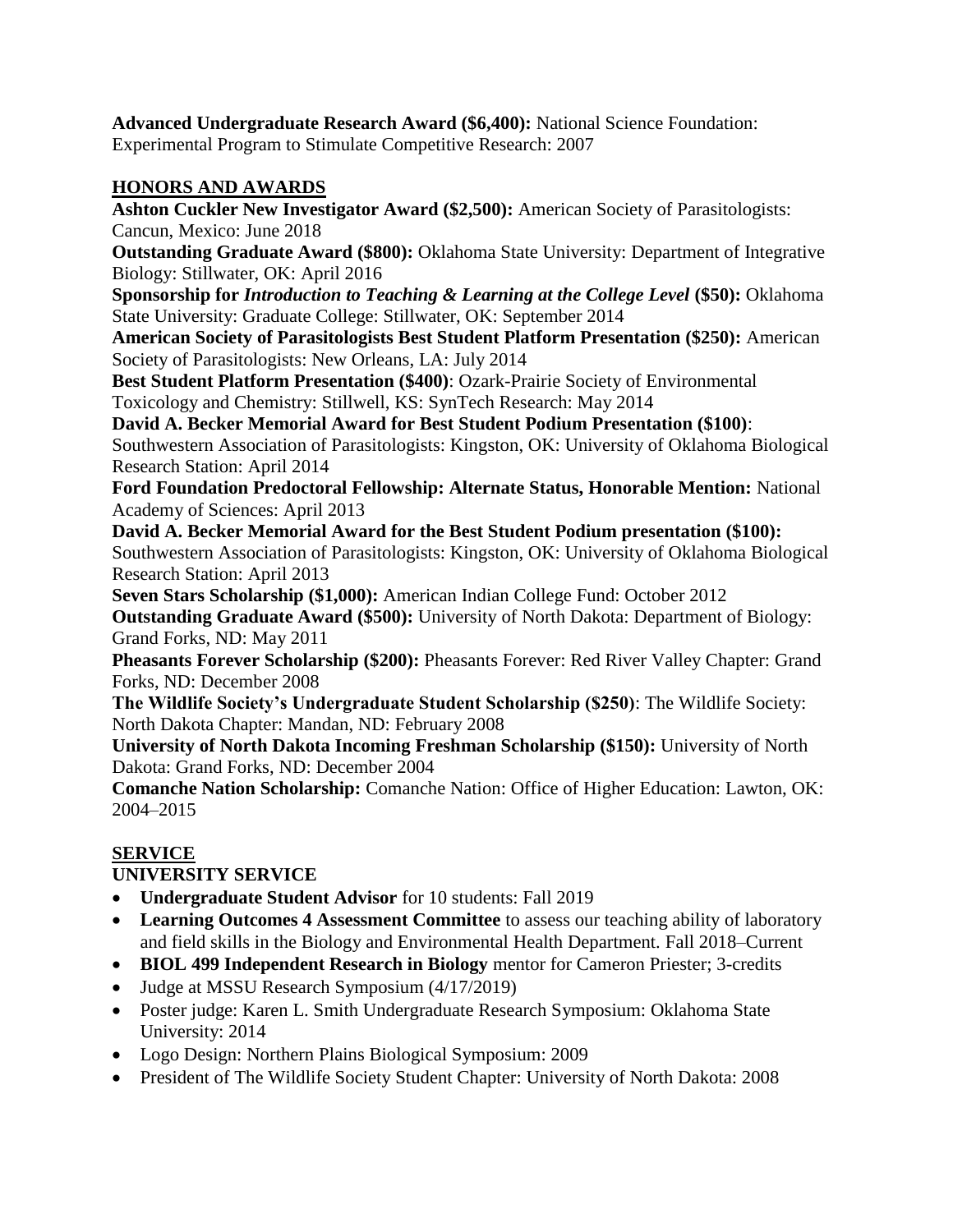**Advanced Undergraduate Research Award ($6,400):** National Science Foundation: Experimental Program to Stimulate Competitive Research: 2007

## HONORS AND AWARDS

**Ashton Cuckler New Investigator Award ($2,500):** American Society of Parasitologists: Cancun, Mexico: June 2018

**Outstanding Graduate Award ($800):** Oklahoma State University: Department of Integrative Biology: Stillwater, OK: April 2016

**Sponsorship for *Introduction to Teaching & Learning at the College Level* ($50):** Oklahoma State University: Graduate College: Stillwater, OK: September 2014

**American Society of Parasitologists Best Student Platform Presentation ($250):** American Society of Parasitologists: New Orleans, LA: July 2014

**Best Student Platform Presentation ($400)**: Ozark-Prairie Society of Environmental Toxicology and Chemistry: Stillwell, KS: SynTech Research: May 2014

**David A. Becker Memorial Award for Best Student Podium Presentation ($100)**: Southwestern Association of Parasitologists: Kingston, OK: University of Oklahoma Biological Research Station: April 2014

**Ford Foundation Predoctoral Fellowship: Alternate Status, Honorable Mention:** National Academy of Sciences: April 2013

**David A. Becker Memorial Award for the Best Student Podium presentation ($100):** Southwestern Association of Parasitologists: Kingston, OK: University of Oklahoma Biological Research Station: April 2013

**Seven Stars Scholarship ($1,000):** American Indian College Fund: October 2012

**Outstanding Graduate Award ($500):** University of North Dakota: Department of Biology: Grand Forks, ND: May 2011

**Pheasants Forever Scholarship ($200):** Pheasants Forever: Red River Valley Chapter: Grand Forks, ND: December 2008

**The Wildlife Society's Undergraduate Student Scholarship ($250)**: The Wildlife Society: North Dakota Chapter: Mandan, ND: February 2008

**University of North Dakota Incoming Freshman Scholarship ($150):** University of North Dakota: Grand Forks, ND: December 2004

**Comanche Nation Scholarship:** Comanche Nation: Office of Higher Education: Lawton, OK: 2004–2015

## SERVICE

### UNIVERSITY SERVICE

- **Undergraduate Student Advisor** for 10 students: Fall 2019
- **Learning Outcomes 4 Assessment Committee** to assess our teaching ability of laboratory and field skills in the Biology and Environmental Health Department. Fall 2018–Current
- **BIOL 499 Independent Research in Biology** mentor for Cameron Priester; 3-credits
- Judge at MSSU Research Symposium (4/17/2019)
- Poster judge: Karen L. Smith Undergraduate Research Symposium: Oklahoma State University: 2014
- Logo Design: Northern Plains Biological Symposium: 2009
- President of The Wildlife Society Student Chapter: University of North Dakota: 2008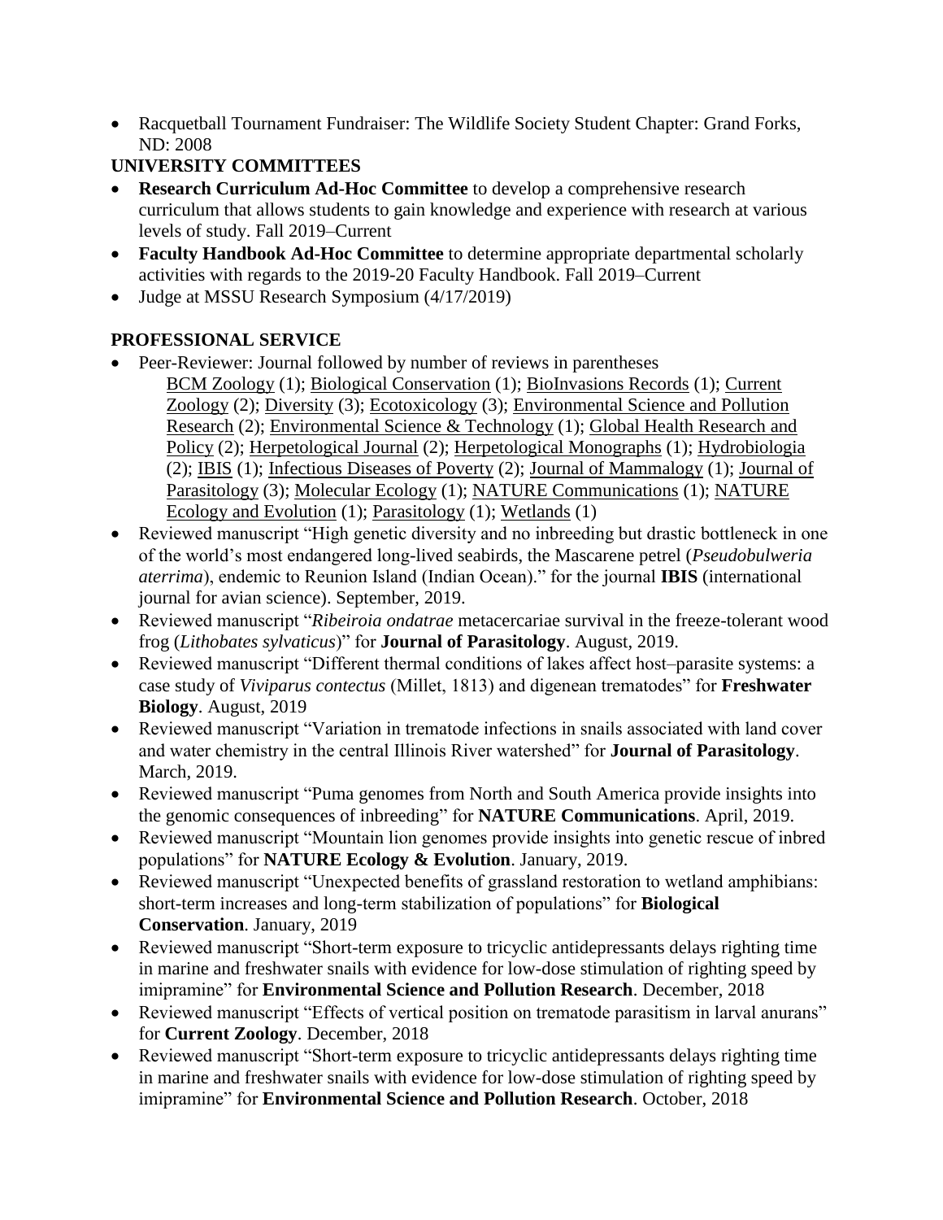- Racquetball Tournament Fundraiser: The Wildlife Society Student Chapter: Grand Forks, ND: 2008

**UNIVERSITY COMMITTEES**

- **Research Curriculum Ad-Hoc Committee** to develop a comprehensive research curriculum that allows students to gain knowledge and experience with research at various levels of study. Fall 2019–Current
- **Faculty Handbook Ad-Hoc Committee** to determine appropriate departmental scholarly activities with regards to the 2019-20 Faculty Handbook. Fall 2019–Current
- Judge at MSSU Research Symposium (4/17/2019)

**PROFESSIONAL SERVICE**

- Peer-Reviewer: Journal followed by number of reviews in parentheses
  BCM Zoology (1); Biological Conservation (1); BioInvasions Records (1); Current Zoology (2); Diversity (3); Ecotoxicology (3); Environmental Science and Pollution Research (2); Environmental Science & Technology (1); Global Health Research and Policy (2); Herpetological Journal (2); Herpetological Monographs (1); Hydrobiologia (2); IBIS (1); Infectious Diseases of Poverty (2); Journal of Mammalogy (1); Journal of Parasitology (3); Molecular Ecology (1); NATURE Communications (1); NATURE Ecology and Evolution (1); Parasitology (1); Wetlands (1)
- Reviewed manuscript "High genetic diversity and no inbreeding but drastic bottleneck in one of the world's most endangered long-lived seabirds, the Mascarene petrel (*Pseudobulweria aterrima*), endemic to Reunion Island (Indian Ocean)." for the journal **IBIS** (international journal for avian science). September, 2019.
- Reviewed manuscript "*Ribeiroia ondatrae* metacercariae survival in the freeze-tolerant wood frog (*Lithobates sylvaticus*)" for **Journal of Parasitology**. August, 2019.
- Reviewed manuscript "Different thermal conditions of lakes affect host–parasite systems: a case study of *Viviparus contectus* (Millet, 1813) and digenean trematodes" for **Freshwater Biology**. August, 2019
- Reviewed manuscript "Variation in trematode infections in snails associated with land cover and water chemistry in the central Illinois River watershed" for **Journal of Parasitology**. March, 2019.
- Reviewed manuscript "Puma genomes from North and South America provide insights into the genomic consequences of inbreeding" for **NATURE Communications**. April, 2019.
- Reviewed manuscript "Mountain lion genomes provide insights into genetic rescue of inbred populations" for **NATURE Ecology & Evolution**. January, 2019.
- Reviewed manuscript "Unexpected benefits of grassland restoration to wetland amphibians: short-term increases and long-term stabilization of populations" for **Biological Conservation**. January, 2019
- Reviewed manuscript "Short-term exposure to tricyclic antidepressants delays righting time in marine and freshwater snails with evidence for low-dose stimulation of righting speed by imipramine" for **Environmental Science and Pollution Research**. December, 2018
- Reviewed manuscript "Effects of vertical position on trematode parasitism in larval anurans" for **Current Zoology**. December, 2018
- Reviewed manuscript "Short-term exposure to tricyclic antidepressants delays righting time in marine and freshwater snails with evidence for low-dose stimulation of righting speed by imipramine" for **Environmental Science and Pollution Research**. October, 2018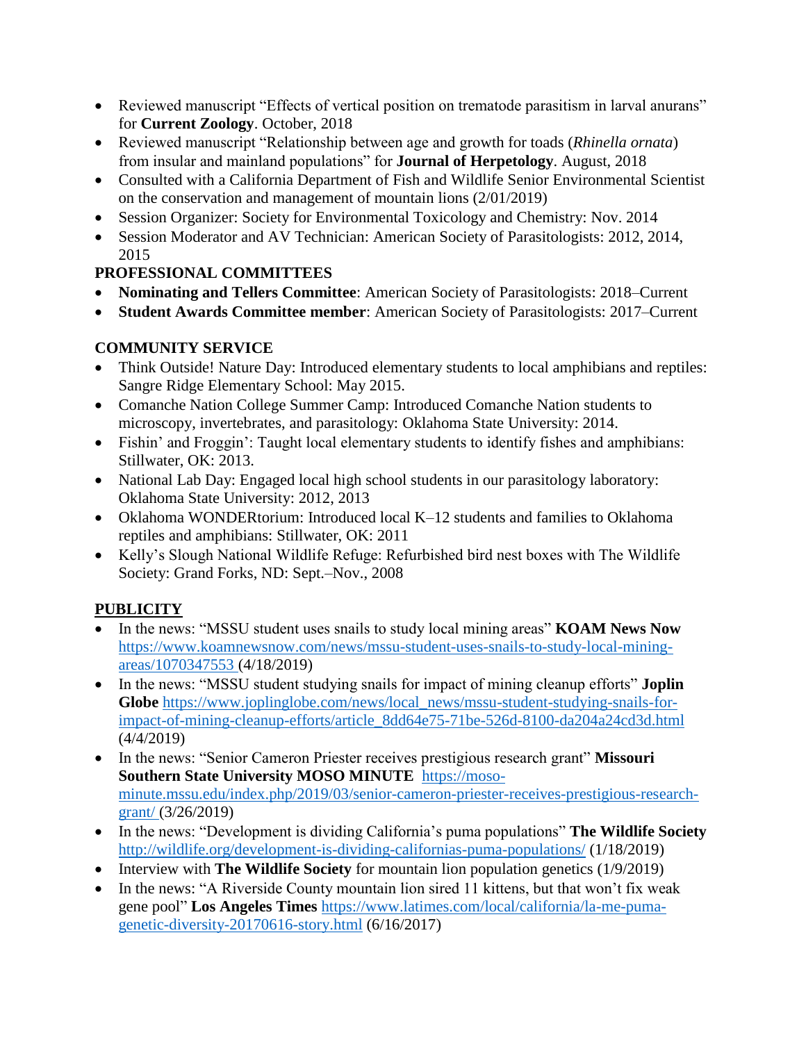- Reviewed manuscript "Effects of vertical position on trematode parasitism in larval anurans" for **Current Zoology**. October, 2018
- Reviewed manuscript "Relationship between age and growth for toads (*Rhinella ornata*) from insular and mainland populations" for **Journal of Herpetology**. August, 2018
- Consulted with a California Department of Fish and Wildlife Senior Environmental Scientist on the conservation and management of mountain lions (2/01/2019)
- Session Organizer: Society for Environmental Toxicology and Chemistry: Nov. 2014
- Session Moderator and AV Technician: American Society of Parasitologists: 2012, 2014, 2015

**PROFESSIONAL COMMITTEES**

- **Nominating and Tellers Committee**: American Society of Parasitologists: 2018–Current
- **Student Awards Committee member**: American Society of Parasitologists: 2017–Current

**COMMUNITY SERVICE**

- Think Outside! Nature Day: Introduced elementary students to local amphibians and reptiles: Sangre Ridge Elementary School: May 2015.
- Comanche Nation College Summer Camp: Introduced Comanche Nation students to microscopy, invertebrates, and parasitology: Oklahoma State University: 2014.
- Fishin' and Froggin': Taught local elementary students to identify fishes and amphibians: Stillwater, OK: 2013.
- National Lab Day: Engaged local high school students in our parasitology laboratory: Oklahoma State University: 2012, 2013
- Oklahoma WONDERtorium: Introduced local K–12 students and families to Oklahoma reptiles and amphibians: Stillwater, OK: 2011
- Kelly's Slough National Wildlife Refuge: Refurbished bird nest boxes with The Wildlife Society: Grand Forks, ND: Sept.–Nov., 2008

**PUBLICITY**

- In the news: "MSSU student uses snails to study local mining areas" **KOAM News Now** https://www.koamnewsnow.com/news/mssu-student-uses-snails-to-study-local-mining-areas/1070347553 (4/18/2019)
- In the news: "MSSU student studying snails for impact of mining cleanup efforts" **Joplin Globe** https://www.joplinglobe.com/news/local_news/mssu-student-studying-snails-for-impact-of-mining-cleanup-efforts/article_8dd64e75-71be-526d-8100-da204a24cd3d.html (4/4/2019)
- In the news: "Senior Cameron Priester receives prestigious research grant" **Missouri Southern State University MOSO MINUTE** https://moso-minute.mssu.edu/index.php/2019/03/senior-cameron-priester-receives-prestigious-research-grant/ (3/26/2019)
- In the news: "Development is dividing California's puma populations" **The Wildlife Society** http://wildlife.org/development-is-dividing-californias-puma-populations/ (1/18/2019)
- Interview with **The Wildlife Society** for mountain lion population genetics (1/9/2019)
- In the news: "A Riverside County mountain lion sired 11 kittens, but that won't fix weak gene pool" **Los Angeles Times** https://www.latimes.com/local/california/la-me-puma-genetic-diversity-20170616-story.html (6/16/2017)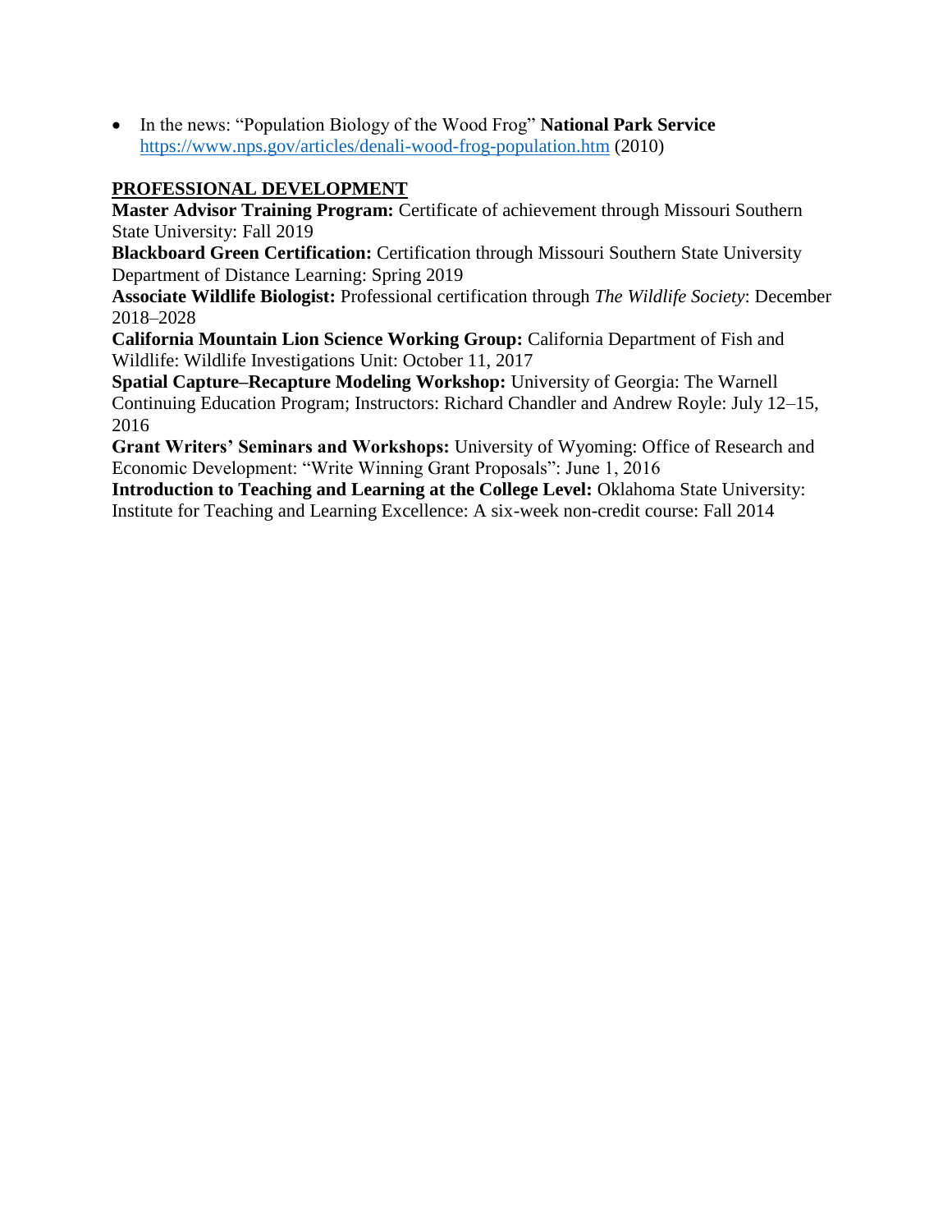- In the news: "Population Biology of the Wood Frog" **National Park Service** https://www.nps.gov/articles/denali-wood-frog-population.htm (2010)

## PROFESSIONAL DEVELOPMENT

**Master Advisor Training Program:** Certificate of achievement through Missouri Southern State University: Fall 2019

**Blackboard Green Certification:** Certification through Missouri Southern State University Department of Distance Learning: Spring 2019

**Associate Wildlife Biologist:** Professional certification through *The Wildlife Society*: December 2018–2028

**California Mountain Lion Science Working Group:** California Department of Fish and Wildlife: Wildlife Investigations Unit: October 11, 2017

**Spatial Capture–Recapture Modeling Workshop:** University of Georgia: The Warnell Continuing Education Program; Instructors: Richard Chandler and Andrew Royle: July 12–15, 2016

**Grant Writers' Seminars and Workshops:** University of Wyoming: Office of Research and Economic Development: "Write Winning Grant Proposals": June 1, 2016

**Introduction to Teaching and Learning at the College Level:** Oklahoma State University: Institute for Teaching and Learning Excellence: A six-week non-credit course: Fall 2014